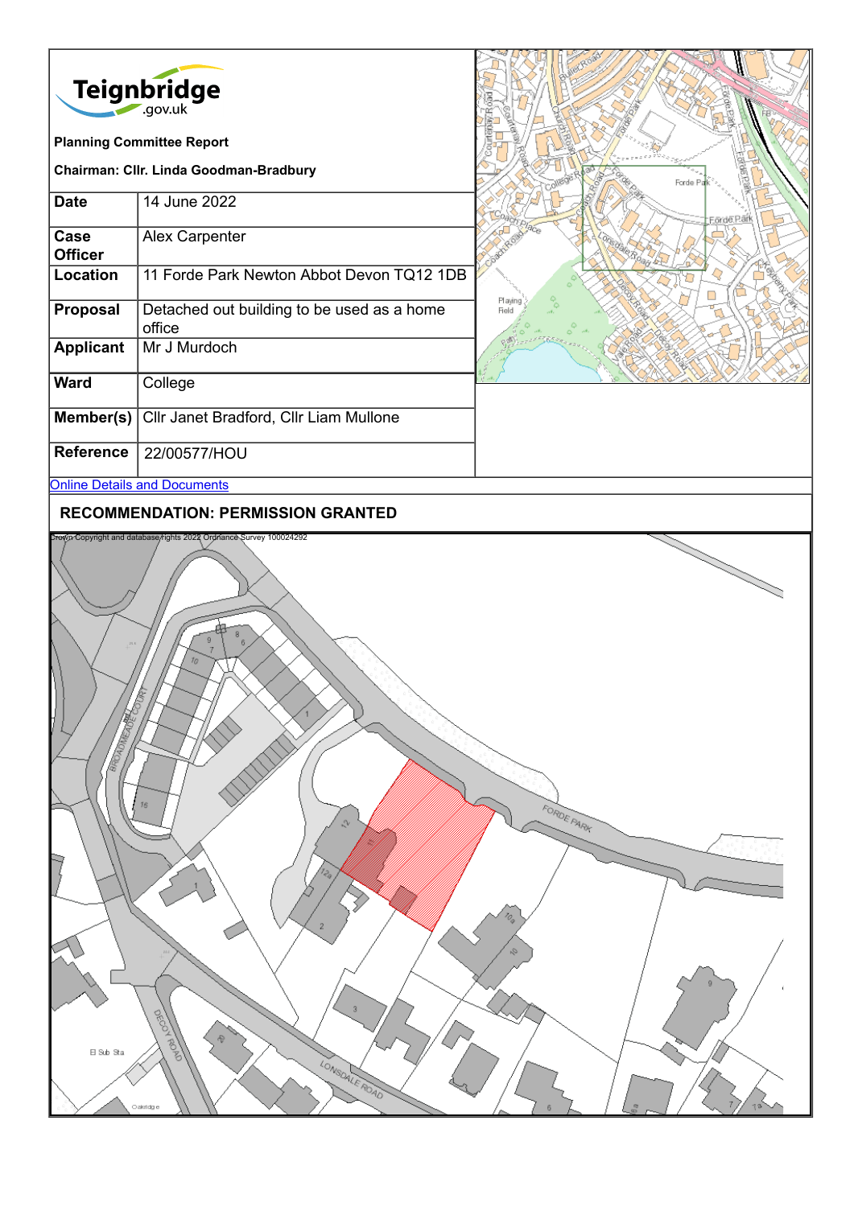Teignbridge.gov.uk

**Planning Committee Report**

**Chairman: Cllr. Linda Goodman-Bradbury**

| | |
|---|---|
| **Date** | 14 June 2022 |
| **Case Officer** | Alex Carpenter |
| **Location** | 11 Forde Park Newton Abbot Devon TQ12 1DB |
| **Proposal** | Detached out building to be used as a home office |
| **Applicant** | Mr J Murdoch |
| **Ward** | College |
| **Member(s)** | Cllr Janet Bradford, Cllr Liam Mullone |
| **Reference** | 22/00577/HOU |

[Online Details and Documents]

## RECOMMENDATION: PERMISSION GRANTED

Crown Copyright and database rights 2022 Ordnance Survey 100024292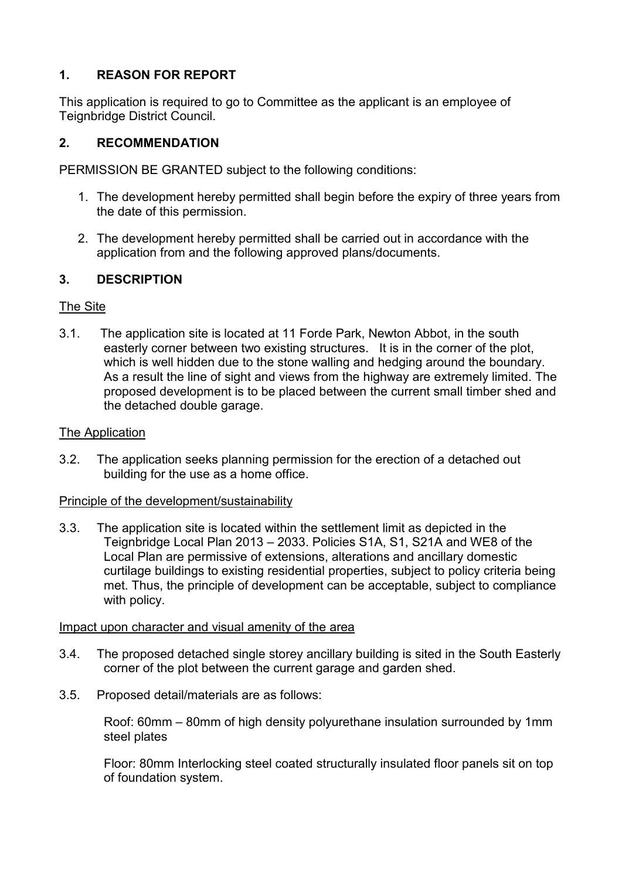## 1. REASON FOR REPORT

This application is required to go to Committee as the applicant is an employee of Teignbridge District Council.

## 2. RECOMMENDATION

PERMISSION BE GRANTED subject to the following conditions:

1. The development hereby permitted shall begin before the expiry of three years from the date of this permission.
2. The development hereby permitted shall be carried out in accordance with the application from and the following approved plans/documents.

## 3. DESCRIPTION

The Site

3.1. The application site is located at 11 Forde Park, Newton Abbot, in the south easterly corner between two existing structures. It is in the corner of the plot, which is well hidden due to the stone walling and hedging around the boundary. As a result the line of sight and views from the highway are extremely limited. The proposed development is to be placed between the current small timber shed and the detached double garage.

The Application

3.2. The application seeks planning permission for the erection of a detached out building for the use as a home office.

Principle of the development/sustainability

3.3. The application site is located within the settlement limit as depicted in the Teignbridge Local Plan 2013 – 2033. Policies S1A, S1, S21A and WE8 of the Local Plan are permissive of extensions, alterations and ancillary domestic curtilage buildings to existing residential properties, subject to policy criteria being met. Thus, the principle of development can be acceptable, subject to compliance with policy.

Impact upon character and visual amenity of the area

3.4. The proposed detached single storey ancillary building is sited in the South Easterly corner of the plot between the current garage and garden shed.

3.5. Proposed detail/materials are as follows:

Roof: 60mm – 80mm of high density polyurethane insulation surrounded by 1mm steel plates

Floor: 80mm Interlocking steel coated structurally insulated floor panels sit on top of foundation system.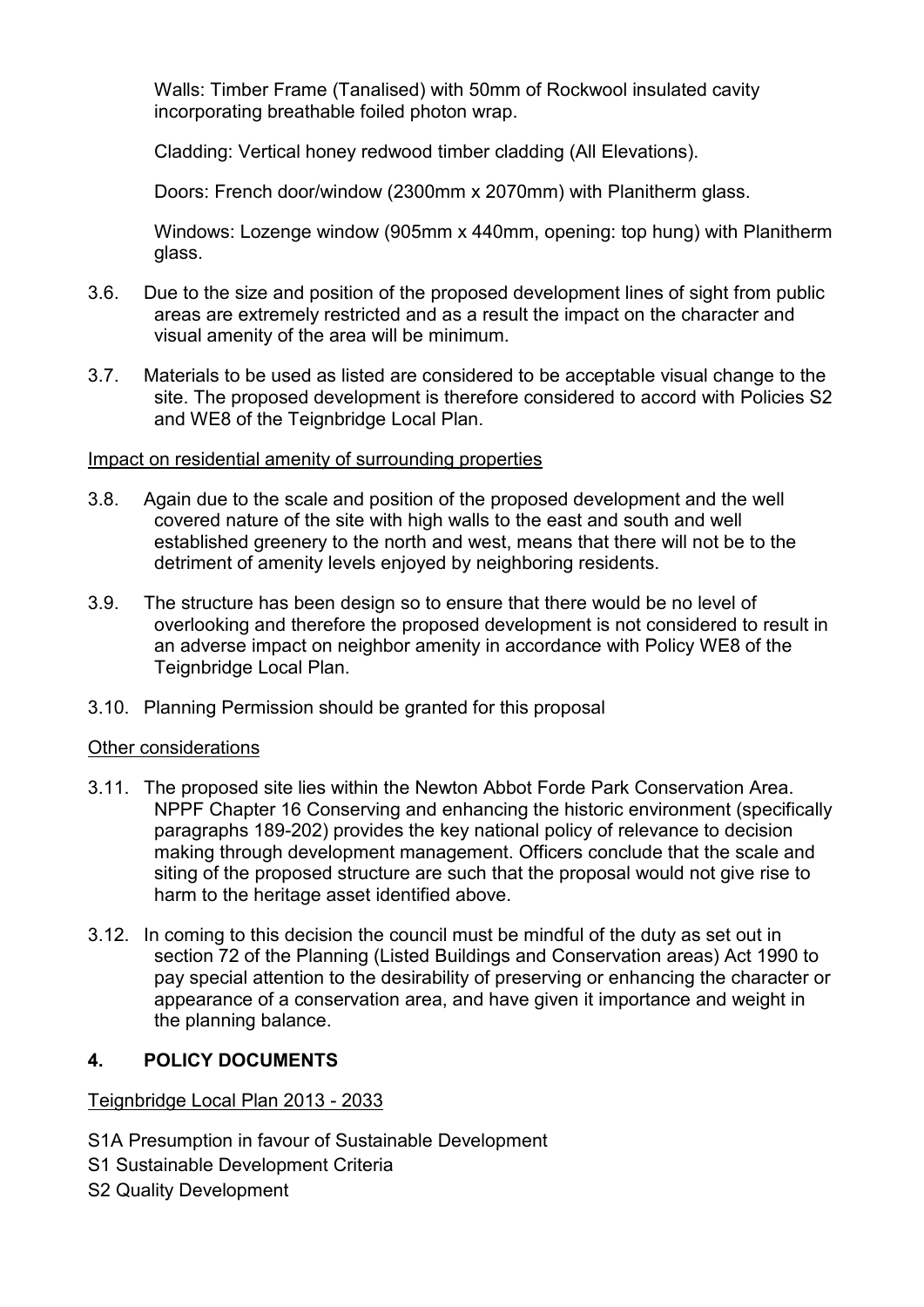Walls: Timber Frame (Tanalised) with 50mm of Rockwool insulated cavity incorporating breathable foiled photon wrap.

Cladding: Vertical honey redwood timber cladding (All Elevations).

Doors: French door/window (2300mm x 2070mm) with Planitherm glass.

Windows: Lozenge window (905mm x 440mm, opening: top hung) with Planitherm glass.

3.6. Due to the size and position of the proposed development lines of sight from public areas are extremely restricted and as a result the impact on the character and visual amenity of the area will be minimum.

3.7. Materials to be used as listed are considered to be acceptable visual change to the site. The proposed development is therefore considered to accord with Policies S2 and WE8 of the Teignbridge Local Plan.

Impact on residential amenity of surrounding properties

3.8. Again due to the scale and position of the proposed development and the well covered nature of the site with high walls to the east and south and well established greenery to the north and west, means that there will not be to the detriment of amenity levels enjoyed by neighboring residents.

3.9. The structure has been design so to ensure that there would be no level of overlooking and therefore the proposed development is not considered to result in an adverse impact on neighbor amenity in accordance with Policy WE8 of the Teignbridge Local Plan.

3.10. Planning Permission should be granted for this proposal

Other considerations

3.11. The proposed site lies within the Newton Abbot Forde Park Conservation Area. NPPF Chapter 16 Conserving and enhancing the historic environment (specifically paragraphs 189-202) provides the key national policy of relevance to decision making through development management. Officers conclude that the scale and siting of the proposed structure are such that the proposal would not give rise to harm to the heritage asset identified above.

3.12. In coming to this decision the council must be mindful of the duty as set out in section 72 of the Planning (Listed Buildings and Conservation areas) Act 1990 to pay special attention to the desirability of preserving or enhancing the character or appearance of a conservation area, and have given it importance and weight in the planning balance.

## 4. POLICY DOCUMENTS

Teignbridge Local Plan 2013 - 2033

S1A Presumption in favour of Sustainable Development
S1 Sustainable Development Criteria
S2 Quality Development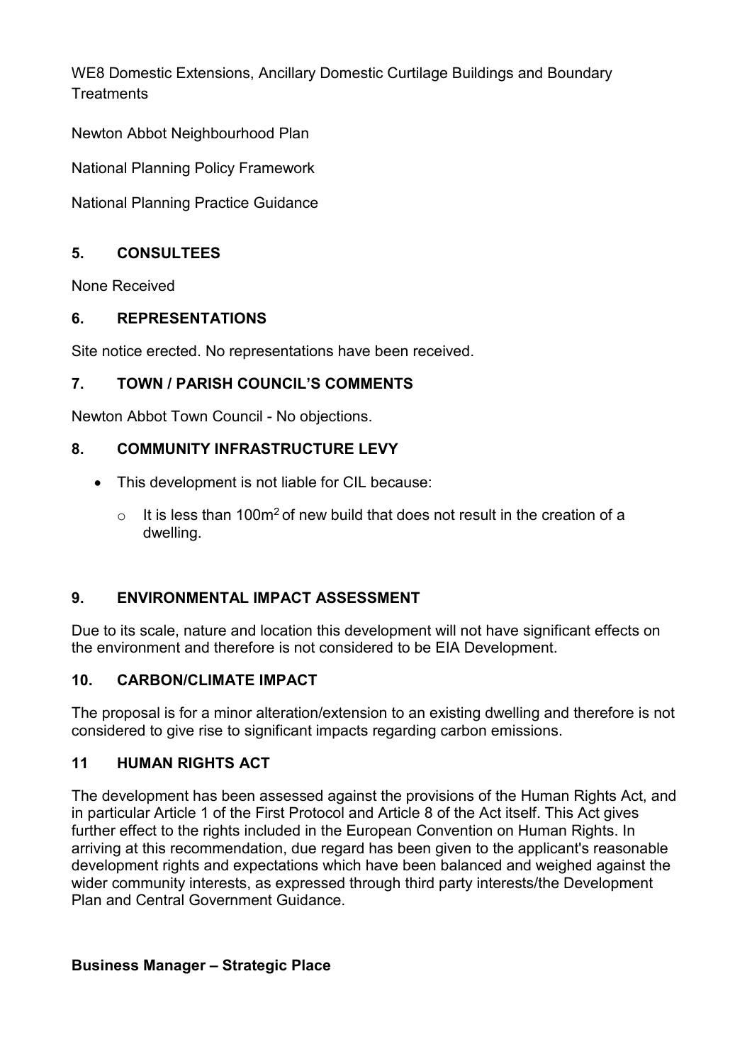WE8 Domestic Extensions, Ancillary Domestic Curtilage Buildings and Boundary Treatments

Newton Abbot Neighbourhood Plan

National Planning Policy Framework

National Planning Practice Guidance

## 5. CONSULTEES

None Received

## 6. REPRESENTATIONS

Site notice erected. No representations have been received.

## 7. TOWN / PARISH COUNCIL'S COMMENTS

Newton Abbot Town Council - No objections.

## 8. COMMUNITY INFRASTRUCTURE LEVY

- This development is not liable for CIL because:
  - It is less than $100m^2$ of new build that does not result in the creation of a dwelling.

## 9. ENVIRONMENTAL IMPACT ASSESSMENT

Due to its scale, nature and location this development will not have significant effects on the environment and therefore is not considered to be EIA Development.

## 10. CARBON/CLIMATE IMPACT

The proposal is for a minor alteration/extension to an existing dwelling and therefore is not considered to give rise to significant impacts regarding carbon emissions.

## 11 HUMAN RIGHTS ACT

The development has been assessed against the provisions of the Human Rights Act, and in particular Article 1 of the First Protocol and Article 8 of the Act itself. This Act gives further effect to the rights included in the European Convention on Human Rights. In arriving at this recommendation, due regard has been given to the applicant's reasonable development rights and expectations which have been balanced and weighed against the wider community interests, as expressed through third party interests/the Development Plan and Central Government Guidance.

**Business Manager – Strategic Place**